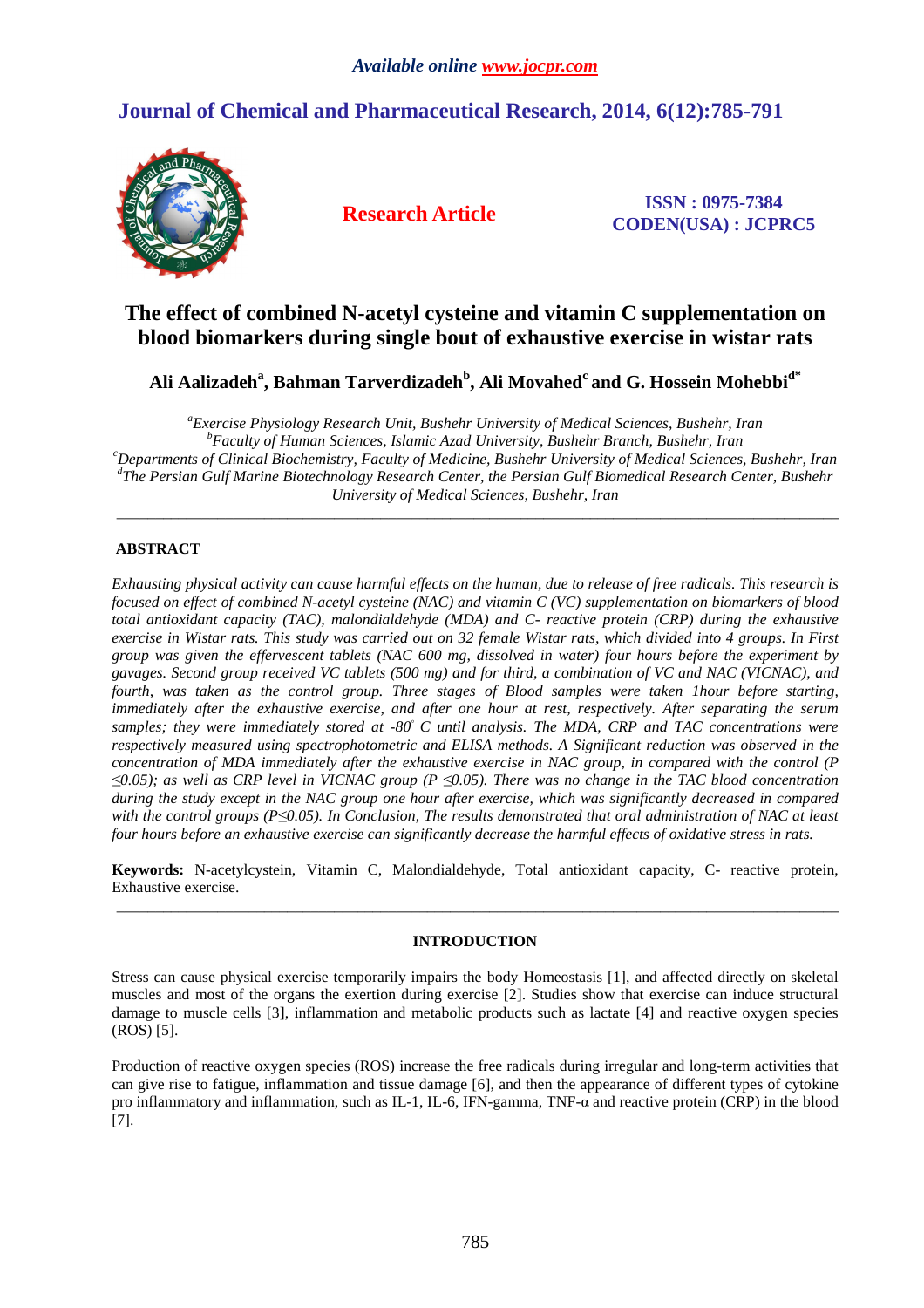*Available online www.jocpr.com*

# Journal of Chemical and Pharmaceutical Research, 2014, 6(12):785-791

**Research Article**

**ISSN : 0975-7384**
**CODEN(USA) : JCPRC5**

# The effect of combined N-acetyl cysteine and vitamin C supplementation on blood biomarkers during single bout of exhaustive exercise in wistar rats

**Ali Aalizadeh[a], Bahman Tarverdizadeh[b], Ali Movahed[c] and G. Hossein Mohebbi[d*]**

*[a]Exercise Physiology Research Unit, Bushehr University of Medical Sciences, Bushehr, Iran*
*[b]Faculty of Human Sciences, Islamic Azad University, Bushehr Branch, Bushehr, Iran*
*[c]Departments of Clinical Biochemistry, Faculty of Medicine, Bushehr University of Medical Sciences, Bushehr, Iran*
*[d]The Persian Gulf Marine Biotechnology Research Center, the Persian Gulf Biomedical Research Center, Bushehr University of Medical Sciences, Bushehr, Iran*

---

## ABSTRACT

*Exhausting physical activity can cause harmful effects on the human, due to release of free radicals. This research is focused on effect of combined N-acetyl cysteine (NAC) and vitamin C (VC) supplementation on biomarkers of blood total antioxidant capacity (TAC), malondialdehyde (MDA) and C- reactive protein (CRP) during the exhaustive exercise in Wistar rats. This study was carried out on 32 female Wistar rats, which divided into 4 groups. In First group was given the effervescent tablets (NAC 600 mg, dissolved in water) four hours before the experiment by gavages. Second group received VC tablets (500 mg) and for third, a combination of VC and NAC (VICNAC), and fourth, was taken as the control group. Three stages of Blood samples were taken 1hour before starting, immediately after the exhaustive exercise, and after one hour at rest, respectively. After separating the serum samples; they were immediately stored at -80° C until analysis. The MDA, CRP and TAC concentrations were respectively measured using spectrophotometric and ELISA methods. A Significant reduction was observed in the concentration of MDA immediately after the exhaustive exercise in NAC group, in compared with the control ($P \leq 0.05$); as well as CRP level in VICNAC group ($P \leq 0.05$). There was no change in the TAC blood concentration during the study except in the NAC group one hour after exercise, which was significantly decreased in compared with the control groups ($P \leq 0.05$). In Conclusion, The results demonstrated that oral administration of NAC at least four hours before an exhaustive exercise can significantly decrease the harmful effects of oxidative stress in rats.*

**Keywords:** N-acetylcystein, Vitamin C, Malondialdehyde, Total antioxidant capacity, C- reactive protein, Exhaustive exercise.

---

## INTRODUCTION

Stress can cause physical exercise temporarily impairs the body Homeostasis [1], and affected directly on skeletal muscles and most of the organs the exertion during exercise [2]. Studies show that exercise can induce structural damage to muscle cells [3], inflammation and metabolic products such as lactate [4] and reactive oxygen species (ROS) [5].

Production of reactive oxygen species (ROS) increase the free radicals during irregular and long-term activities that can give rise to fatigue, inflammation and tissue damage [6], and then the appearance of different types of cytokine pro inflammatory and inflammation, such as IL-1, IL-6, IFN-gamma, TNF-α and reactive protein (CRP) in the blood [7].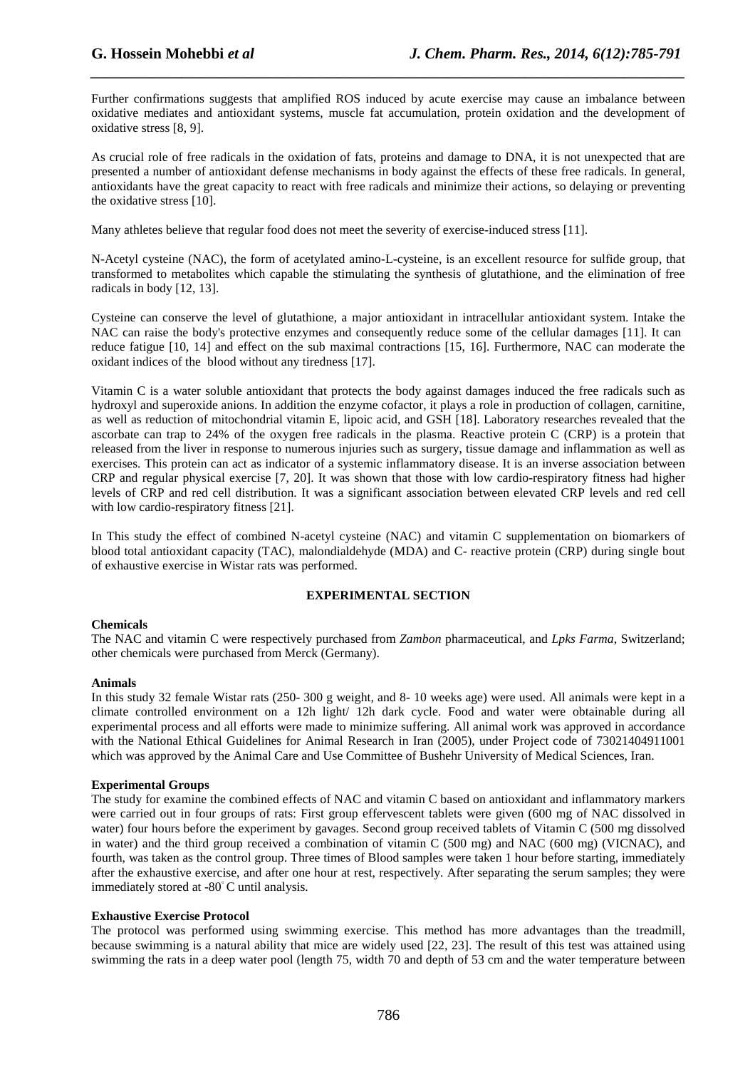Further confirmations suggests that amplified ROS induced by acute exercise may cause an imbalance between oxidative mediates and antioxidant systems, muscle fat accumulation, protein oxidation and the development of oxidative stress [8, 9].

As crucial role of free radicals in the oxidation of fats, proteins and damage to DNA, it is not unexpected that are presented a number of antioxidant defense mechanisms in body against the effects of these free radicals. In general, antioxidants have the great capacity to react with free radicals and minimize their actions, so delaying or preventing the oxidative stress [10].

Many athletes believe that regular food does not meet the severity of exercise-induced stress [11].

N-Acetyl cysteine (NAC), the form of acetylated amino-L-cysteine, is an excellent resource for sulfide group, that transformed to metabolites which capable the stimulating the synthesis of glutathione, and the elimination of free radicals in body [12, 13].

Cysteine can conserve the level of glutathione, a major antioxidant in intracellular antioxidant system. Intake the NAC can raise the body's protective enzymes and consequently reduce some of the cellular damages [11]. It can reduce fatigue [10, 14] and effect on the sub maximal contractions [15, 16]. Furthermore, NAC can moderate the oxidant indices of the blood without any tiredness [17].

Vitamin C is a water soluble antioxidant that protects the body against damages induced the free radicals such as hydroxyl and superoxide anions. In addition the enzyme cofactor, it plays a role in production of collagen, carnitine, as well as reduction of mitochondrial vitamin E, lipoic acid, and GSH [18]. Laboratory researches revealed that the ascorbate can trap to 24% of the oxygen free radicals in the plasma. Reactive protein C (CRP) is a protein that released from the liver in response to numerous injuries such as surgery, tissue damage and inflammation as well as exercises. This protein can act as indicator of a systemic inflammatory disease. It is an inverse association between CRP and regular physical exercise [7, 20]. It was shown that those with low cardio-respiratory fitness had higher levels of CRP and red cell distribution. It was a significant association between elevated CRP levels and red cell with low cardio-respiratory fitness [21].

In This study the effect of combined N-acetyl cysteine (NAC) and vitamin C supplementation on biomarkers of blood total antioxidant capacity (TAC), malondialdehyde (MDA) and C- reactive protein (CRP) during single bout of exhaustive exercise in Wistar rats was performed.

## EXPERIMENTAL SECTION

### Chemicals

The NAC and vitamin C were respectively purchased from *Zambon* pharmaceutical, and *Lpks Farma*, Switzerland; other chemicals were purchased from Merck (Germany).

### Animals

In this study 32 female Wistar rats (250- 300 g weight, and 8- 10 weeks age) were used. All animals were kept in a climate controlled environment on a 12h light/ 12h dark cycle. Food and water were obtainable during all experimental process and all efforts were made to minimize suffering. All animal work was approved in accordance with the National Ethical Guidelines for Animal Research in Iran (2005), under Project code of 73021404911001 which was approved by the Animal Care and Use Committee of Bushehr University of Medical Sciences, Iran.

### Experimental Groups

The study for examine the combined effects of NAC and vitamin C based on antioxidant and inflammatory markers were carried out in four groups of rats: First group effervescent tablets were given (600 mg of NAC dissolved in water) four hours before the experiment by gavages. Second group received tablets of Vitamin C (500 mg dissolved in water) and the third group received a combination of vitamin C (500 mg) and NAC (600 mg) (VICNAC), and fourth, was taken as the control group. Three times of Blood samples were taken 1 hour before starting, immediately after the exhaustive exercise, and after one hour at rest, respectively. After separating the serum samples; they were immediately stored at -80°C until analysis.

### Exhaustive Exercise Protocol

The protocol was performed using swimming exercise. This method has more advantages than the treadmill, because swimming is a natural ability that mice are widely used [22, 23]. The result of this test was attained using swimming the rats in a deep water pool (length 75, width 70 and depth of 53 cm and the water temperature between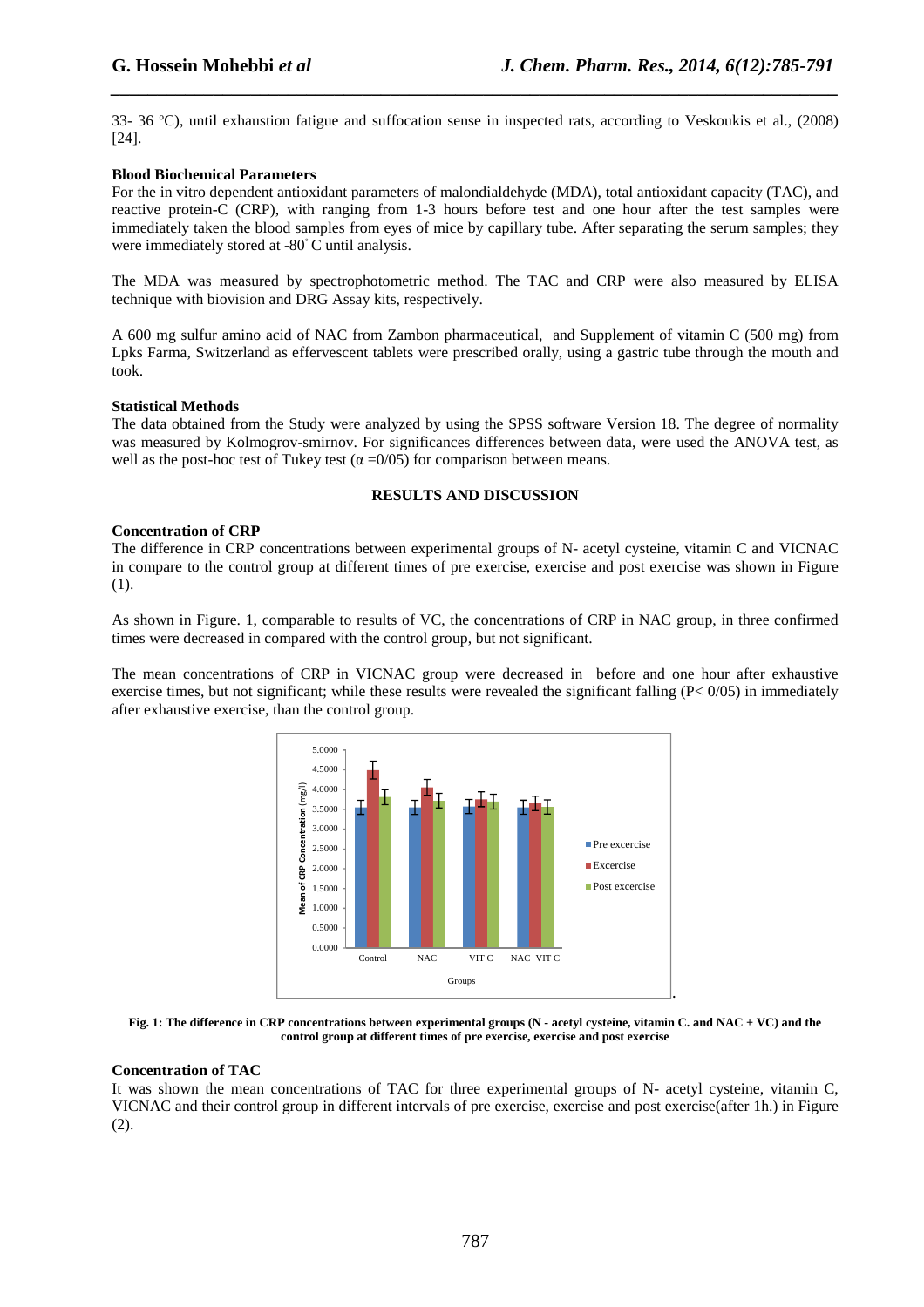33- 36 ºC), until exhaustion fatigue and suffocation sense in inspected rats, according to Veskoukis et al., (2008) [24].

**Blood Biochemical Parameters**

For the in vitro dependent antioxidant parameters of malondialdehyde (MDA), total antioxidant capacity (TAC), and reactive protein-C (CRP), with ranging from 1-3 hours before test and one hour after the test samples were immediately taken the blood samples from eyes of mice by capillary tube. After separating the serum samples; they were immediately stored at -80° C until analysis.

The MDA was measured by spectrophotometric method. The TAC and CRP were also measured by ELISA technique with biovision and DRG Assay kits, respectively.

A 600 mg sulfur amino acid of NAC from Zambon pharmaceutical, and Supplement of vitamin C (500 mg) from Lpks Farma, Switzerland as effervescent tablets were prescribed orally, using a gastric tube through the mouth and took.

**Statistical Methods**

The data obtained from the Study were analyzed by using the SPSS software Version 18. The degree of normality was measured by Kolmogrov-smirnov. For significances differences between data, were used the ANOVA test, as well as the post-hoc test of Tukey test ($\alpha$ =0/05) for comparison between means.

## RESULTS AND DISCUSSION

**Concentration of CRP**

The difference in CRP concentrations between experimental groups of N- acetyl cysteine, vitamin C and VICNAC in compare to the control group at different times of pre exercise, exercise and post exercise was shown in Figure (1).

As shown in Figure. 1, comparable to results of VC, the concentrations of CRP in NAC group, in three confirmed times were decreased in compared with the control group, but not significant.

The mean concentrations of CRP in VICNAC group were decreased in before and one hour after exhaustive exercise times, but not significant; while these results were revealed the significant falling (P< 0/05) in immediately after exhaustive exercise, than the control group.

**Fig. 1: The difference in CRP concentrations between experimental groups (N - acetyl cysteine, vitamin C. and NAC + VC) and the control group at different times of pre exercise, exercise and post exercise**

**Concentration of TAC**

It was shown the mean concentrations of TAC for three experimental groups of N- acetyl cysteine, vitamin C, VICNAC and their control group in different intervals of pre exercise, exercise and post exercise(after 1h.) in Figure (2).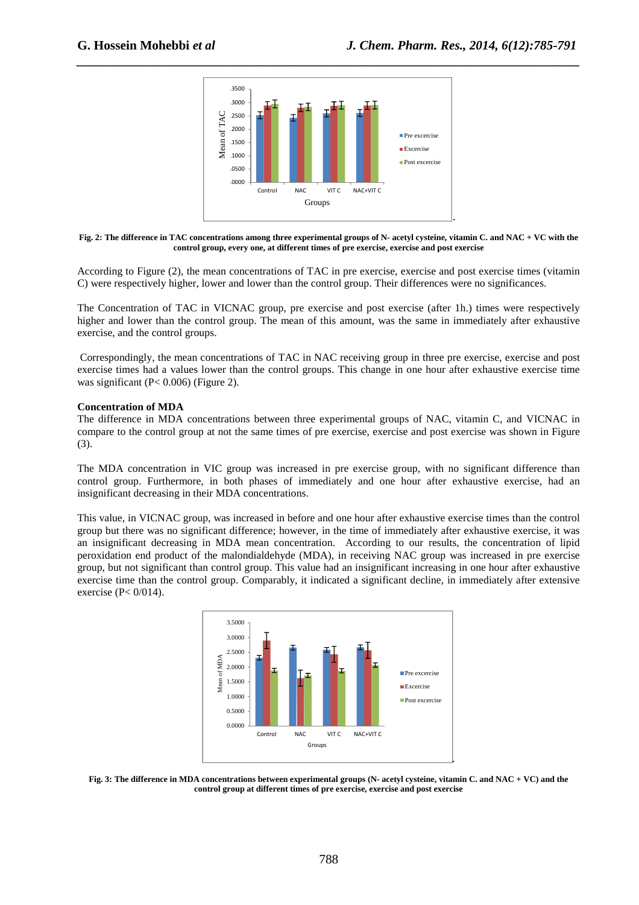Fig. 2: The difference in TAC concentrations among three experimental groups of N- acetyl cysteine, vitamin C. and NAC + VC with the control group, every one, at different times of pre exercise, exercise and post exercise

According to Figure (2), the mean concentrations of TAC in pre exercise, exercise and post exercise times (vitamin C) were respectively higher, lower and lower than the control group. Their differences were no significances.

The Concentration of TAC in VICNAC group, pre exercise and post exercise (after 1h.) times were respectively higher and lower than the control group. The mean of this amount, was the same in immediately after exhaustive exercise, and the control groups.

Correspondingly, the mean concentrations of TAC in NAC receiving group in three pre exercise, exercise and post exercise times had a values lower than the control groups. This change in one hour after exhaustive exercise time was significant ($P< 0.006$) (Figure 2).

**Concentration of MDA**

The difference in MDA concentrations between three experimental groups of NAC, vitamin C, and VICNAC in compare to the control group at not the same times of pre exercise, exercise and post exercise was shown in Figure (3).

The MDA concentration in VIC group was increased in pre exercise group, with no significant difference than control group. Furthermore, in both phases of immediately and one hour after exhaustive exercise, had an insignificant decreasing in their MDA concentrations.

This value, in VICNAC group, was increased in before and one hour after exhaustive exercise times than the control group but there was no significant difference; however, in the time of immediately after exhaustive exercise, it was an insignificant decreasing in MDA mean concentration. According to our results, the concentration of lipid peroxidation end product of the malondialdehyde (MDA), in receiving NAC group was increased in pre exercise group, but not significant than control group. This value had an insignificant increasing in one hour after exhaustive exercise time than the control group. Comparably, it indicated a significant decline, in immediately after extensive exercise (P< 0/014).

Fig. 3: The difference in MDA concentrations between experimental groups (N- acetyl cysteine, vitamin C. and NAC + VC) and the control group at different times of pre exercise, exercise and post exercise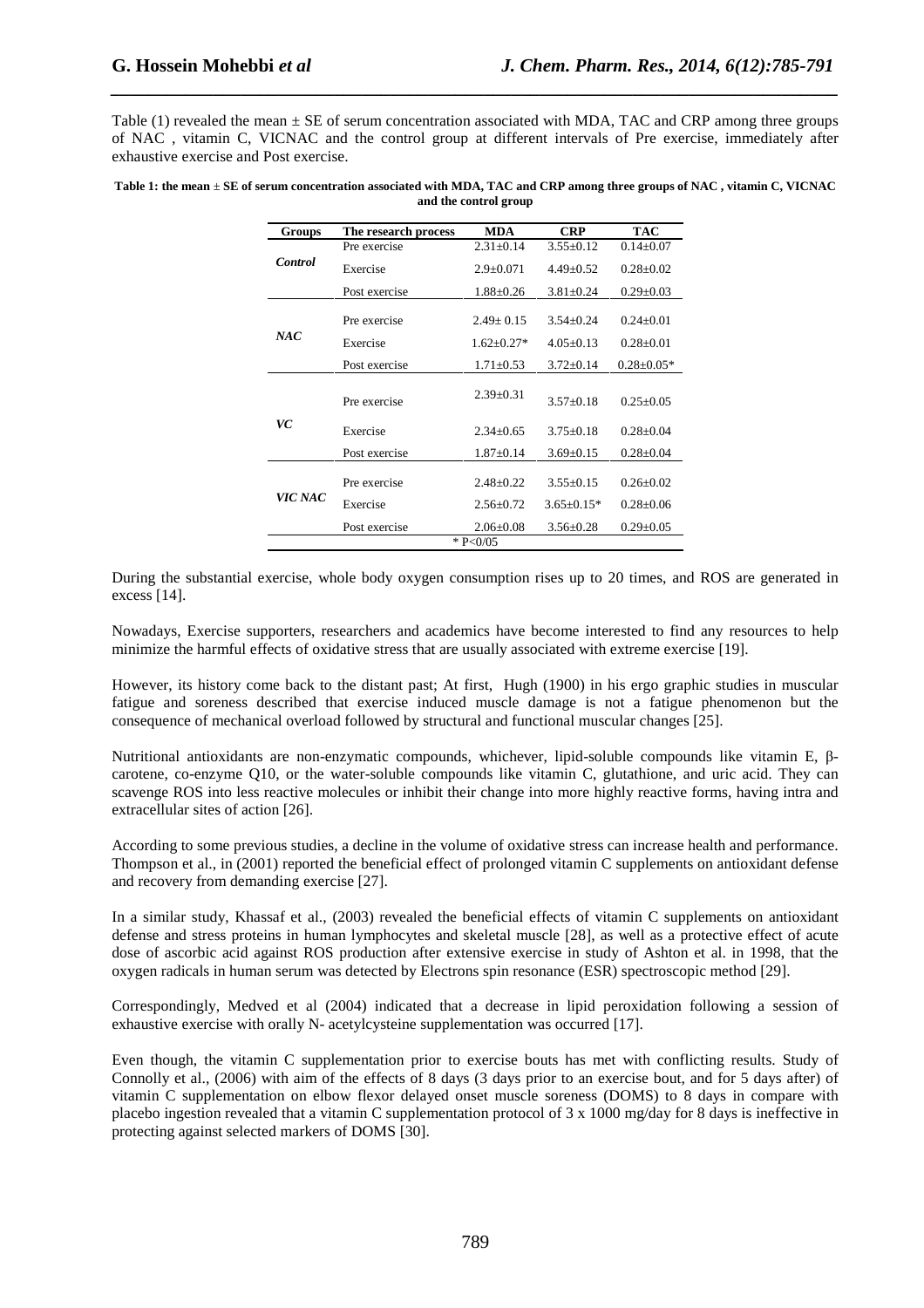Table (1) revealed the mean ± SE of serum concentration associated with MDA, TAC and CRP among three groups of NAC , vitamin C, VICNAC and the control group at different intervals of Pre exercise, immediately after exhaustive exercise and Post exercise.

**Table 1: the mean ± SE of serum concentration associated with MDA, TAC and CRP among three groups of NAC , vitamin C, VICNAC and the control group**

| Groups | The research process | MDA | CRP | TAC |
|---|---|---|---|---|
| ***Control*** | Pre exercise | 2.31±0.14 | 3.55±0.12 | 0.14±0.07 |
| | Exercise | 2.9±0.071 | 4.49±0.52 | 0.28±0.02 |
| | Post exercise | 1.88±0.26 | 3.81±0.24 | 0.29±0.03 |
| ***NAC*** | Pre exercise | 2.49± 0.15 | 3.54±0.24 | 0.24±0.01 |
| | Exercise | 1.62±0.27* | 4.05±0.13 | 0.28±0.01 |
| | Post exercise | 1.71±0.53 | 3.72±0.14 | 0.28±0.05* |
| ***VC*** | Pre exercise | 2.39±0.31 | 3.57±0.18 | 0.25±0.05 |
| | Exercise | 2.34±0.65 | 3.75±0.18 | 0.28±0.04 |
| | Post exercise | 1.87±0.14 | 3.69±0.15 | 0.28±0.04 |
| ***VIC NAC*** | Pre exercise | 2.48±0.22 | 3.55±0.15 | 0.26±0.02 |
| | Exercise | 2.56±0.72 | 3.65±0.15* | 0.28±0.06 |
| | Post exercise | 2.06±0.08 | 3.56±0.28 | 0.29±0.05 |

* P<0/05

During the substantial exercise, whole body oxygen consumption rises up to 20 times, and ROS are generated in excess [14].

Nowadays, Exercise supporters, researchers and academics have become interested to find any resources to help minimize the harmful effects of oxidative stress that are usually associated with extreme exercise [19].

However, its history come back to the distant past; At first, Hugh (1900) in his ergo graphic studies in muscular fatigue and soreness described that exercise induced muscle damage is not a fatigue phenomenon but the consequence of mechanical overload followed by structural and functional muscular changes [25].

Nutritional antioxidants are non-enzymatic compounds, whichever, lipid-soluble compounds like vitamin E, β-carotene, co-enzyme Q10, or the water-soluble compounds like vitamin C, glutathione, and uric acid. They can scavenge ROS into less reactive molecules or inhibit their change into more highly reactive forms, having intra and extracellular sites of action [26].

According to some previous studies, a decline in the volume of oxidative stress can increase health and performance. Thompson et al., in (2001) reported the beneficial effect of prolonged vitamin C supplements on antioxidant defense and recovery from demanding exercise [27].

In a similar study, Khassaf et al., (2003) revealed the beneficial effects of vitamin C supplements on antioxidant defense and stress proteins in human lymphocytes and skeletal muscle [28], as well as a protective effect of acute dose of ascorbic acid against ROS production after extensive exercise in study of Ashton et al. in 1998, that the oxygen radicals in human serum was detected by Electrons spin resonance (ESR) spectroscopic method [29].

Correspondingly, Medved et al (2004) indicated that a decrease in lipid peroxidation following a session of exhaustive exercise with orally N- acetylcysteine supplementation was occurred [17].

Even though, the vitamin C supplementation prior to exercise bouts has met with conflicting results. Study of Connolly et al., (2006) with aim of the effects of 8 days (3 days prior to an exercise bout, and for 5 days after) of vitamin C supplementation on elbow flexor delayed onset muscle soreness (DOMS) to 8 days in compare with placebo ingestion revealed that a vitamin C supplementation protocol of 3 x 1000 mg/day for 8 days is ineffective in protecting against selected markers of DOMS [30].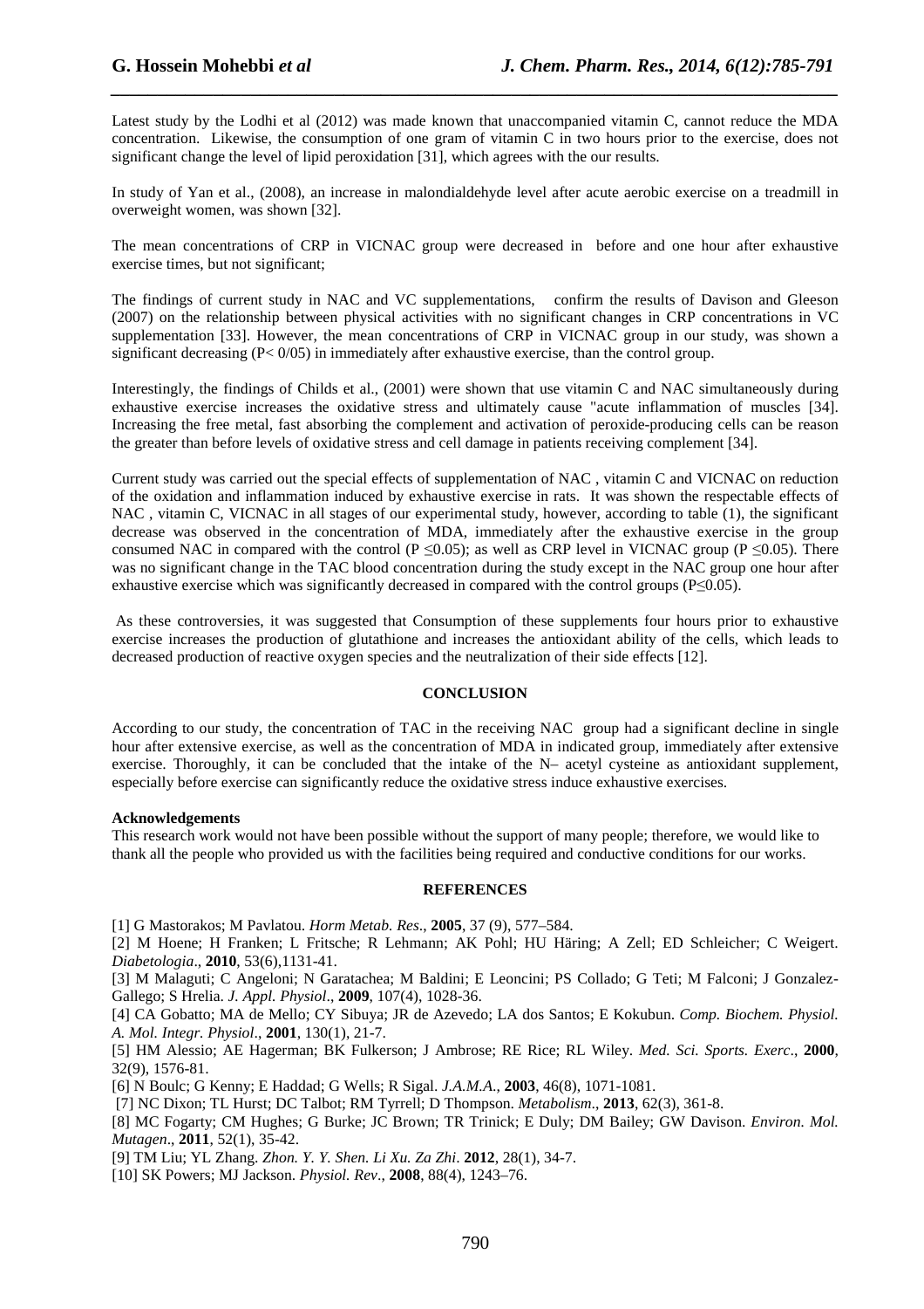Latest study by the Lodhi et al (2012) was made known that unaccompanied vitamin C, cannot reduce the MDA concentration. Likewise, the consumption of one gram of vitamin C in two hours prior to the exercise, does not significant change the level of lipid peroxidation [31], which agrees with the our results.

In study of Yan et al., (2008), an increase in malondialdehyde level after acute aerobic exercise on a treadmill in overweight women, was shown [32].

The mean concentrations of CRP in VICNAC group were decreased in before and one hour after exhaustive exercise times, but not significant;

The findings of current study in NAC and VC supplementations, confirm the results of Davison and Gleeson (2007) on the relationship between physical activities with no significant changes in CRP concentrations in VC supplementation [33]. However, the mean concentrations of CRP in VICNAC group in our study, was shown a significant decreasing (P< 0/05) in immediately after exhaustive exercise, than the control group.

Interestingly, the findings of Childs et al., (2001) were shown that use vitamin C and NAC simultaneously during exhaustive exercise increases the oxidative stress and ultimately cause "acute inflammation of muscles [34]. Increasing the free metal, fast absorbing the complement and activation of peroxide-producing cells can be reason the greater than before levels of oxidative stress and cell damage in patients receiving complement [34].

Current study was carried out the special effects of supplementation of NAC , vitamin C and VICNAC on reduction of the oxidation and inflammation induced by exhaustive exercise in rats. It was shown the respectable effects of NAC , vitamin C, VICNAC in all stages of our experimental study, however, according to table (1), the significant decrease was observed in the concentration of MDA, immediately after the exhaustive exercise in the group consumed NAC in compared with the control ($P \leq 0.05$); as well as CRP level in VICNAC group ($P \leq 0.05$). There was no significant change in the TAC blood concentration during the study except in the NAC group one hour after exhaustive exercise which was significantly decreased in compared with the control groups ($P \leq 0.05$).

As these controversies, it was suggested that Consumption of these supplements four hours prior to exhaustive exercise increases the production of glutathione and increases the antioxidant ability of the cells, which leads to decreased production of reactive oxygen species and the neutralization of their side effects [12].

## CONCLUSION

According to our study, the concentration of TAC in the receiving NAC group had a significant decline in single hour after extensive exercise, as well as the concentration of MDA in indicated group, immediately after extensive exercise. Thoroughly, it can be concluded that the intake of the N– acetyl cysteine as antioxidant supplement, especially before exercise can significantly reduce the oxidative stress induce exhaustive exercises.

**Acknowledgements**

This research work would not have been possible without the support of many people; therefore, we would like to thank all the people who provided us with the facilities being required and conductive conditions for our works.

## REFERENCES

[1] G Mastorakos; M Pavlatou. *Horm Metab. Res*., **2005**, 37 (9), 577–584.

[2] M Hoene; H Franken; L Fritsche; R Lehmann; AK Pohl; HU Häring; A Zell; ED Schleicher; C Weigert. *Diabetologia*., **2010**, 53(6),1131-41.

[3] M Malaguti; C Angeloni; N Garatachea; M Baldini; E Leoncini; PS Collado; G Teti; M Falconi; J Gonzalez-Gallego; S Hrelia. *J. Appl. Physiol*., **2009**, 107(4), 1028-36.

[4] CA Gobatto; MA de Mello; CY Sibuya; JR de Azevedo; LA dos Santos; E Kokubun. *Comp. Biochem. Physiol. A. Mol. Integr. Physiol*., **2001**, 130(1), 21-7.

[5] HM Alessio; AE Hagerman; BK Fulkerson; J Ambrose; RE Rice; RL Wiley. *Med. Sci. Sports. Exerc*., **2000**, 32(9), 1576-81.

[6] N Boulc; G Kenny; E Haddad; G Wells; R Sigal. *J.A.M.A*., **2003**, 46(8), 1071-1081.

[7] NC Dixon; TL Hurst; DC Talbot; RM Tyrrell; D Thompson. *Metabolism*., **2013**, 62(3), 361-8.

[8] MC Fogarty; CM Hughes; G Burke; JC Brown; TR Trinick; E Duly; DM Bailey; GW Davison. *Environ. Mol. Mutagen*., **2011**, 52(1), 35-42.

[9] TM Liu; YL Zhang. *Zhon. Y. Y. Shen. Li Xu. Za Zhi*. **2012**, 28(1), 34-7.

[10] SK Powers; MJ Jackson. *Physiol. Rev*., **2008**, 88(4), 1243–76.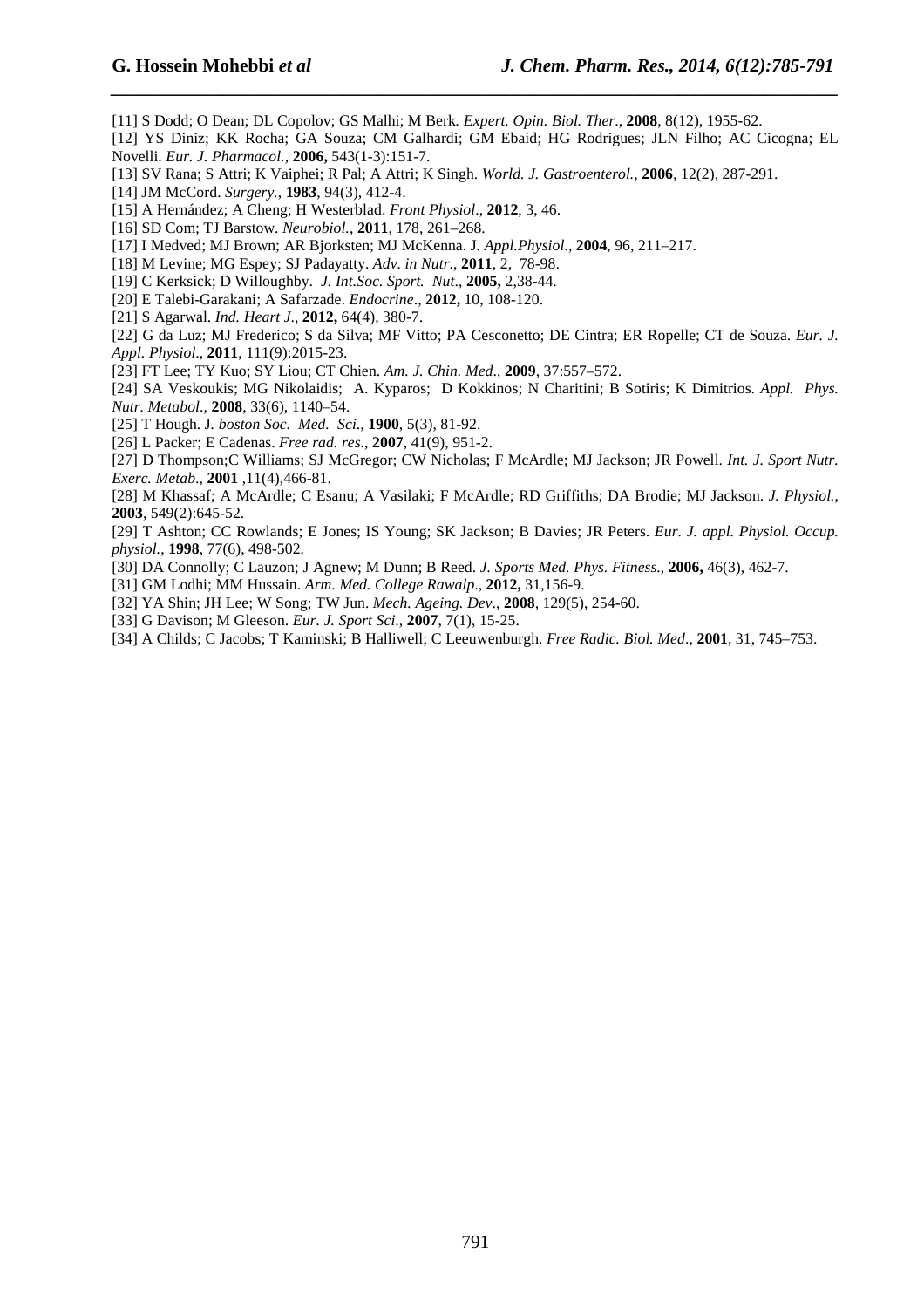[11] S Dodd; O Dean; DL Copolov; GS Malhi; M Berk. *Expert. Opin. Biol. Ther*., **2008**, 8(12), 1955-62.

[12] YS Diniz; KK Rocha; GA Souza; CM Galhardi; GM Ebaid; HG Rodrigues; JLN Filho; AC Cicogna; EL Novelli. *Eur. J. Pharmacol.*, **2006,** 543(1-3):151-7.

[13] SV Rana; S Attri; K Vaiphei; R Pal; A Attri; K Singh. *World. J. Gastroenterol.*, **2006**, 12(2), 287-291.

[14] JM McCord. *Surgery.*, **1983**, 94(3), 412-4.

[15] A Hernández; A Cheng; H Westerblad. *Front Physiol*., **2012**, 3, 46.

[16] SD Com; TJ Barstow. *Neurobiol.*, **2011**, 178, 261–268.

[17] I Medved; MJ Brown; AR Bjorksten; MJ McKenna. J. *Appl.Physiol*., **2004**, 96, 211–217.

[18] M Levine; MG Espey; SJ Padayatty. *Adv. in Nutr*., **2011**, 2, 78-98.

[19] C Kerksick; D Willoughby. *J. Int.Soc. Sport. Nut*., **2005,** 2,38-44.

[20] E Talebi-Garakani; A Safarzade. *Endocrine*., **2012,** 10, 108-120.

[21] S Agarwal. *Ind. Heart J*., **2012,** 64(4), 380-7.

[22] G da Luz; MJ Frederico; S da Silva; MF Vitto; PA Cesconetto; DE Cintra; ER Ropelle; CT de Souza. *Eur. J. Appl. Physiol*., **2011**, 111(9):2015-23.

[23] FT Lee; TY Kuo; SY Liou; CT Chien. *Am. J. Chin. Med*., **2009**, 37:557–572.

[24] SA Veskoukis; MG Nikolaidis; A. Kyparos; D Kokkinos; N Charitini; B Sotiris; K Dimitrios. *Appl. Phys. Nutr. Metabol*., **2008**, 33(6), 1140–54.

[25] T Hough. J. *boston Soc. Med. Sci*., **1900**, 5(3), 81-92.

[26] L Packer; E Cadenas. *Free rad. res*., **2007**, 41(9), 951-2.

[27] D Thompson;C Williams; SJ McGregor; CW Nicholas; F McArdle; MJ Jackson; JR Powell. *Int. J. Sport Nutr. Exerc. Metab*., **2001** ,11(4),466-81.

[28] M Khassaf; A McArdle; C Esanu; A Vasilaki; F McArdle; RD Griffiths; DA Brodie; MJ Jackson. *J. Physiol.*, **2003**, 549(2):645-52.

[29] T Ashton; CC Rowlands; E Jones; IS Young; SK Jackson; B Davies; JR Peters. *Eur. J. appl. Physiol. Occup. physiol.*, **1998**, 77(6), 498-502.

[30] DA Connolly; C Lauzon; J Agnew; M Dunn; B Reed. *J. Sports Med. Phys. Fitness*., **2006,** 46(3), 462-7.

[31] GM Lodhi; MM Hussain. *Arm. Med. College Rawalp*., **2012,** 31,156-9.

[32] YA Shin; JH Lee; W Song; TW Jun. *Mech. Ageing. Dev*., **2008**, 129(5), 254-60.

[33] G Davison; M Gleeson. *Eur. J. Sport Sci*., **2007**, 7(1), 15-25.

[34] A Childs; C Jacobs; T Kaminski; B Halliwell; C Leeuwenburgh. *Free Radic. Biol. Med*., **2001**, 31, 745–753.